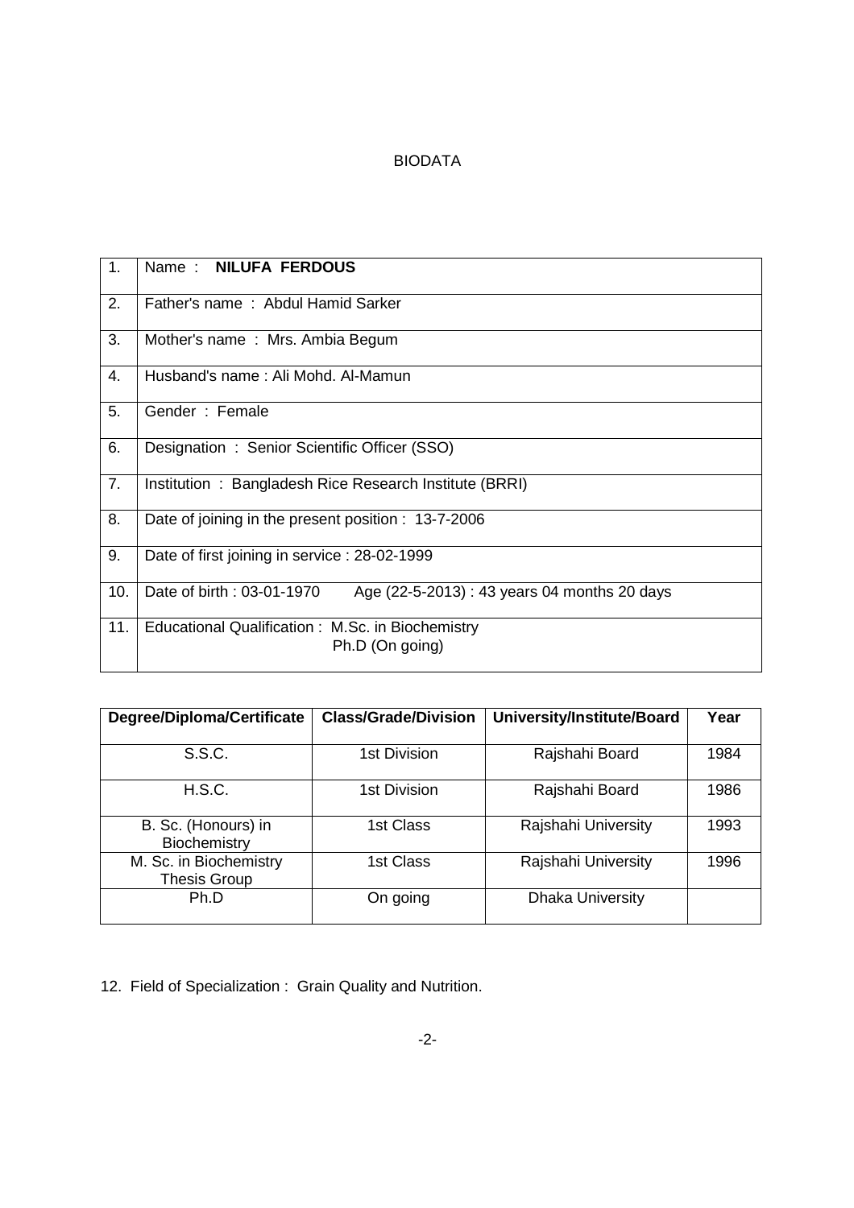# BIODATA

| | |
|---|---|
| 1. | Name : **NILUFA FERDOUS** |
| 2. | Father's name : Abdul Hamid Sarker |
| 3. | Mother's name : Mrs. Ambia Begum |
| 4. | Husband's name : Ali Mohd. Al-Mamun |
| 5. | Gender : Female |
| 6. | Designation : Senior Scientific Officer (SSO) |
| 7. | Institution : Bangladesh Rice Research Institute (BRRI) |
| 8. | Date of joining in the present position : 13-7-2006 |
| 9. | Date of first joining in service : 28-02-1999 |
| 10. | Date of birth : 03-01-1970 Age (22-5-2013) : 43 years 04 months 20 days |
| 11. | Educational Qualification : M.Sc. in Biochemistry<br>Ph.D (On going) |

| Degree/Diploma/Certificate | Class/Grade/Division | University/Institute/Board | Year |
|---|---|---|---|
| S.S.C. | 1st Division | Rajshahi Board | 1984 |
| H.S.C. | 1st Division | Rajshahi Board | 1986 |
| B. Sc. (Honours) in Biochemistry | 1st Class | Rajshahi University | 1993 |
| M. Sc. in Biochemistry Thesis Group | 1st Class | Rajshahi University | 1996 |
| Ph.D | On going | Dhaka University | |

12. Field of Specialization : Grain Quality and Nutrition.

-2-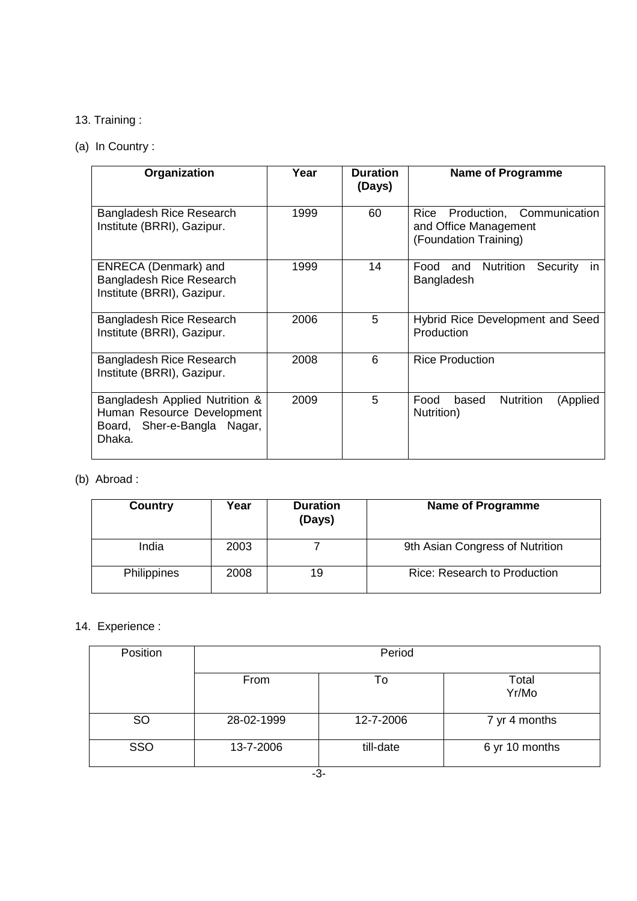13. Training :

(a) In Country :

| Organization | Year | Duration (Days) | Name of Programme |
|---|---|---|---|
| Bangladesh Rice Research Institute (BRRI), Gazipur. | 1999 | 60 | Rice Production, Communication and Office Management (Foundation Training) |
| ENRECA (Denmark) and Bangladesh Rice Research Institute (BRRI), Gazipur. | 1999 | 14 | Food and Nutrition Security in Bangladesh |
| Bangladesh Rice Research Institute (BRRI), Gazipur. | 2006 | 5 | Hybrid Rice Development and Seed Production |
| Bangladesh Rice Research Institute (BRRI), Gazipur. | 2008 | 6 | Rice Production |
| Bangladesh Applied Nutrition & Human Resource Development Board, Sher-e-Bangla Nagar, Dhaka. | 2009 | 5 | Food based Nutrition (Applied Nutrition) |

(b) Abroad :

| Country | Year | Duration (Days) | Name of Programme |
|---|---|---|---|
| India | 2003 | 7 | 9th Asian Congress of Nutrition |
| Philippines | 2008 | 19 | Rice: Research to Production |

14. Experience :

| Position | Period | | |
|---|---|---|---|
| | From | To | Total Yr/Mo |
| SO | 28-02-1999 | 12-7-2006 | 7 yr 4 months |
| SSO | 13-7-2006 | till-date | 6 yr 10 months |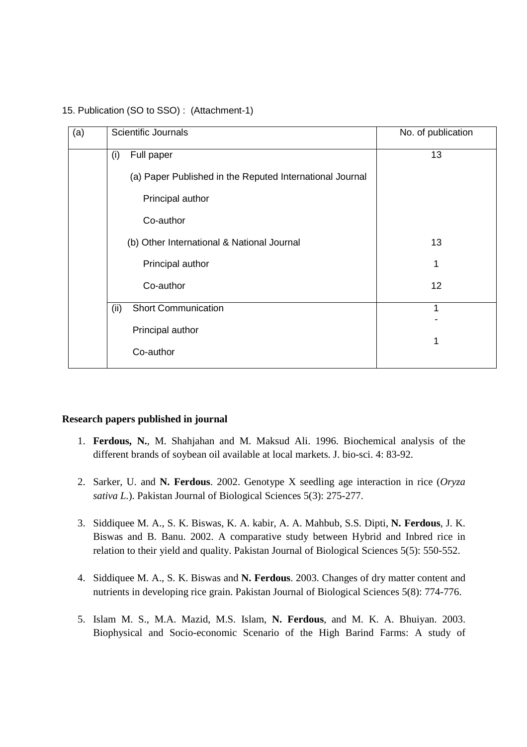15. Publication (SO to SSO) :  (Attachment-1)

| (a) | Scientific Journals | No. of publication |
|---|---|---|
| | (i) Full paper | 13 |
| | (a) Paper Published in the Reputed International Journal | |
| | Principal author | |
| | Co-author | |
| | (b) Other International & National Journal | 13 |
| | Principal author | 1 |
| | Co-author | 12 |
| | (ii) Short Communication | 1 |
| | Principal author | - |
| | Co-author | 1 |

**Research papers published in journal**

1. **Ferdous, N.**, M. Shahjahan and M. Maksud Ali. 1996. Biochemical analysis of the different brands of soybean oil available at local markets. J. bio-sci. 4: 83-92.

2. Sarker, U. and **N. Ferdous**. 2002. Genotype X seedling age interaction in rice (*Oryza sativa L.*). Pakistan Journal of Biological Sciences 5(3): 275-277.

3. Siddiquee M. A., S. K. Biswas, K. A. kabir, A. A. Mahbub, S.S. Dipti, **N. Ferdous**, J. K. Biswas and B. Banu. 2002. A comparative study between Hybrid and Inbred rice in relation to their yield and quality. Pakistan Journal of Biological Sciences 5(5): 550-552.

4. Siddiquee M. A., S. K. Biswas and **N. Ferdous**. 2003. Changes of dry matter content and nutrients in developing rice grain. Pakistan Journal of Biological Sciences 5(8): 774-776.

5. Islam M. S., M.A. Mazid, M.S. Islam, **N. Ferdous**, and M. K. A. Bhuiyan. 2003. Biophysical and Socio-economic Scenario of the High Barind Farms: A study of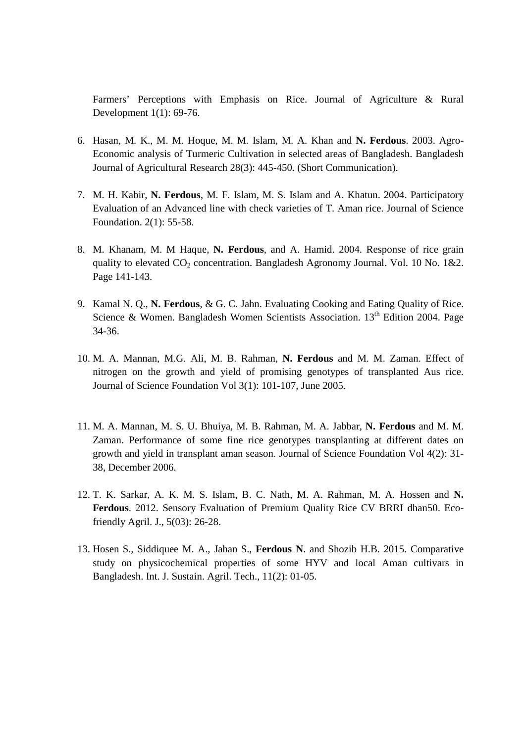Farmers' Perceptions with Emphasis on Rice. Journal of Agriculture & Rural Development 1(1): 69-76.

6. Hasan, M. K., M. M. Hoque, M. M. Islam, M. A. Khan and **N. Ferdous**. 2003. Agro-Economic analysis of Turmeric Cultivation in selected areas of Bangladesh. Bangladesh Journal of Agricultural Research 28(3): 445-450. (Short Communication).

7. M. H. Kabir, **N. Ferdous**, M. F. Islam, M. S. Islam and A. Khatun. 2004. Participatory Evaluation of an Advanced line with check varieties of T. Aman rice. Journal of Science Foundation. 2(1): 55-58.

8. M. Khanam, M. M Haque, **N. Ferdous**, and A. Hamid. 2004. Response of rice grain quality to elevated $CO_2$ concentration. Bangladesh Agronomy Journal. Vol. 10 No. 1&2. Page 141-143.

9. Kamal N. Q., **N. Ferdous**, & G. C. Jahn. Evaluating Cooking and Eating Quality of Rice. Science & Women. Bangladesh Women Scientists Association. 13th Edition 2004. Page 34-36.

10. M. A. Mannan, M.G. Ali, M. B. Rahman, **N. Ferdous** and M. M. Zaman. Effect of nitrogen on the growth and yield of promising genotypes of transplanted Aus rice. Journal of Science Foundation Vol 3(1): 101-107, June 2005.

11. M. A. Mannan, M. S. U. Bhuiya, M. B. Rahman, M. A. Jabbar, **N. Ferdous** and M. M. Zaman. Performance of some fine rice genotypes transplanting at different dates on growth and yield in transplant aman season. Journal of Science Foundation Vol 4(2): 31-38, December 2006.

12. T. K. Sarkar, A. K. M. S. Islam, B. C. Nath, M. A. Rahman, M. A. Hossen and **N. Ferdous**. 2012. Sensory Evaluation of Premium Quality Rice CV BRRI dhan50. Eco-friendly Agril. J., 5(03): 26-28.

13. Hosen S., Siddiquee M. A., Jahan S., **Ferdous N**. and Shozib H.B. 2015. Comparative study on physicochemical properties of some HYV and local Aman cultivars in Bangladesh. Int. J. Sustain. Agril. Tech., 11(2): 01-05.